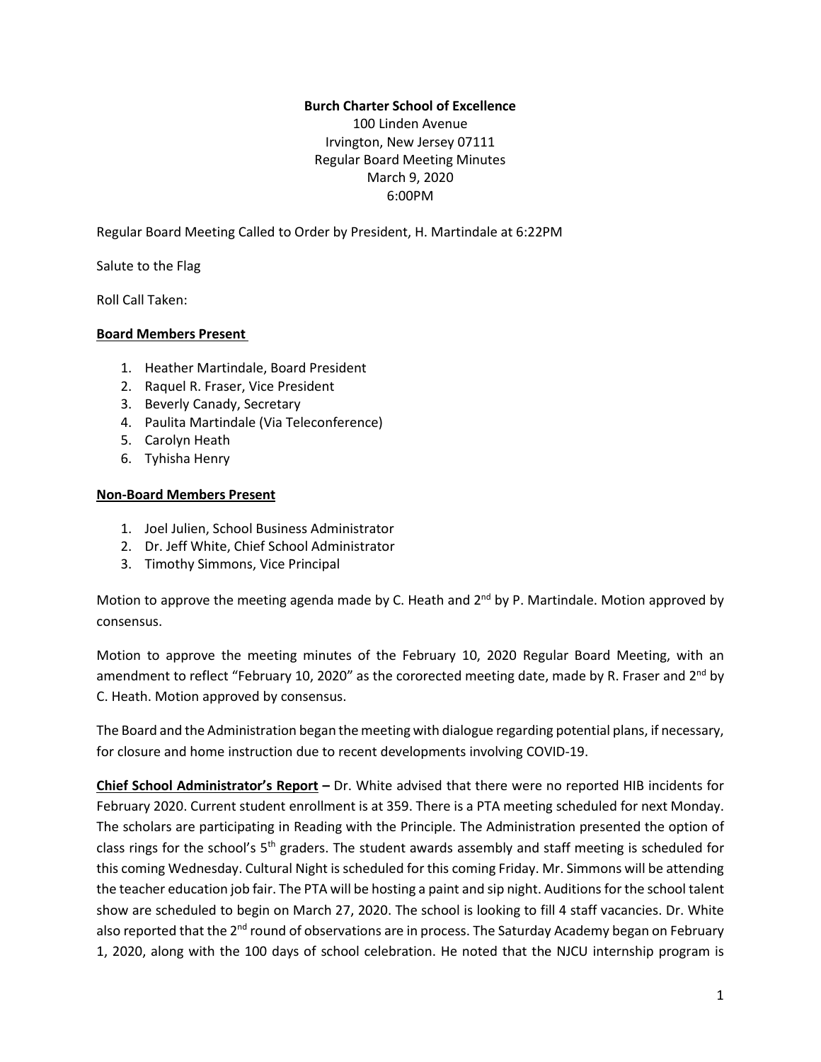**Burch Charter School of Excellence**
100 Linden Avenue
Irvington, New Jersey 07111
Regular Board Meeting Minutes
March 9, 2020
6:00PM

Regular Board Meeting Called to Order by President, H. Martindale at 6:22PM

Salute to the Flag

Roll Call Taken:

**Board Members Present**

1. Heather Martindale, Board President
2. Raquel R. Fraser, Vice President
3. Beverly Canady, Secretary
4. Paulita Martindale (Via Teleconference)
5. Carolyn Heath
6. Tyhisha Henry

**Non-Board Members Present**

1. Joel Julien, School Business Administrator
2. Dr. Jeff White, Chief School Administrator
3. Timothy Simmons, Vice Principal

Motion to approve the meeting agenda made by C. Heath and 2nd by P. Martindale. Motion approved by consensus.

Motion to approve the meeting minutes of the February 10, 2020 Regular Board Meeting, with an amendment to reflect "February 10, 2020" as the cororected meeting date, made by R. Fraser and 2nd by C. Heath. Motion approved by consensus.

The Board and the Administration began the meeting with dialogue regarding potential plans, if necessary, for closure and home instruction due to recent developments involving COVID-19.

**Chief School Administrator's Report –** Dr. White advised that there were no reported HIB incidents for February 2020. Current student enrollment is at 359. There is a PTA meeting scheduled for next Monday. The scholars are participating in Reading with the Principle. The Administration presented the option of class rings for the school's 5th graders. The student awards assembly and staff meeting is scheduled for this coming Wednesday. Cultural Night is scheduled for this coming Friday. Mr. Simmons will be attending the teacher education job fair. The PTA will be hosting a paint and sip night. Auditions for the school talent show are scheduled to begin on March 27, 2020. The school is looking to fill 4 staff vacancies. Dr. White also reported that the 2nd round of observations are in process. The Saturday Academy began on February 1, 2020, along with the 100 days of school celebration. He noted that the NJCU internship program is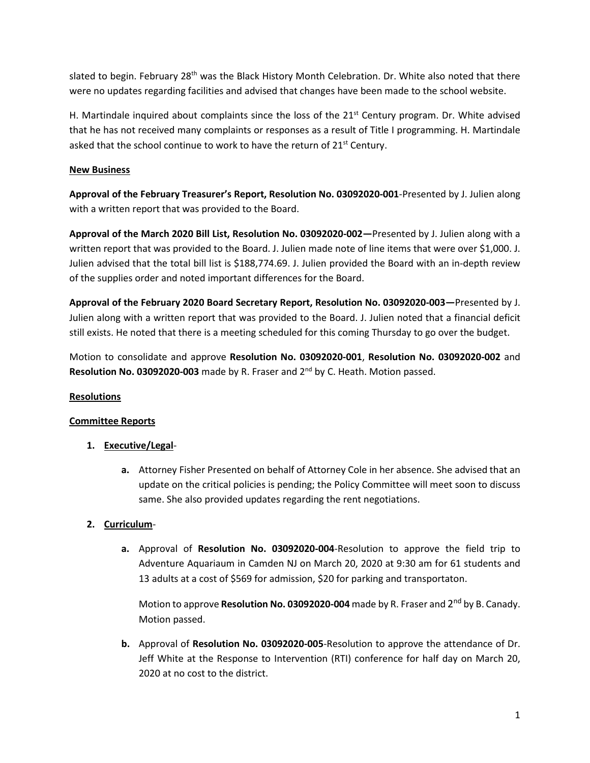slated to begin. February 28th was the Black History Month Celebration. Dr. White also noted that there were no updates regarding facilities and advised that changes have been made to the school website.

H. Martindale inquired about complaints since the loss of the 21st Century program. Dr. White advised that he has not received many complaints or responses as a result of Title I programming. H. Martindale asked that the school continue to work to have the return of 21st Century.

**New Business**

**Approval of the February Treasurer's Report, Resolution No. 03092020-001**-Presented by J. Julien along with a written report that was provided to the Board.

**Approval of the March 2020 Bill List, Resolution No. 03092020-002—**Presented by J. Julien along with a written report that was provided to the Board. J. Julien made note of line items that were over $1,000. J. Julien advised that the total bill list is $188,774.69. J. Julien provided the Board with an in-depth review of the supplies order and noted important differences for the Board.

**Approval of the February 2020 Board Secretary Report, Resolution No. 03092020-003—**Presented by J. Julien along with a written report that was provided to the Board. J. Julien noted that a financial deficit still exists. He noted that there is a meeting scheduled for this coming Thursday to go over the budget.

Motion to consolidate and approve **Resolution No. 03092020-001**, **Resolution No. 03092020-002** and **Resolution No. 03092020-003** made by R. Fraser and 2nd by C. Heath. Motion passed.

**Resolutions**

**Committee Reports**

1. **Executive/Legal**-

   a. Attorney Fisher Presented on behalf of Attorney Cole in her absence. She advised that an update on the critical policies is pending; the Policy Committee will meet soon to discuss same. She also provided updates regarding the rent negotiations.

2. **Curriculum**-

   a. Approval of **Resolution No. 03092020-004**-Resolution to approve the field trip to Adventure Aquariaum in Camden NJ on March 20, 2020 at 9:30 am for 61 students and 13 adults at a cost of $569 for admission, $20 for parking and transportaton.

      Motion to approve **Resolution No. 03092020-004** made by R. Fraser and 2nd by B. Canady. Motion passed.

   b. Approval of **Resolution No. 03092020-005**-Resolution to approve the attendance of Dr. Jeff White at the Response to Intervention (RTI) conference for half day on March 20, 2020 at no cost to the district.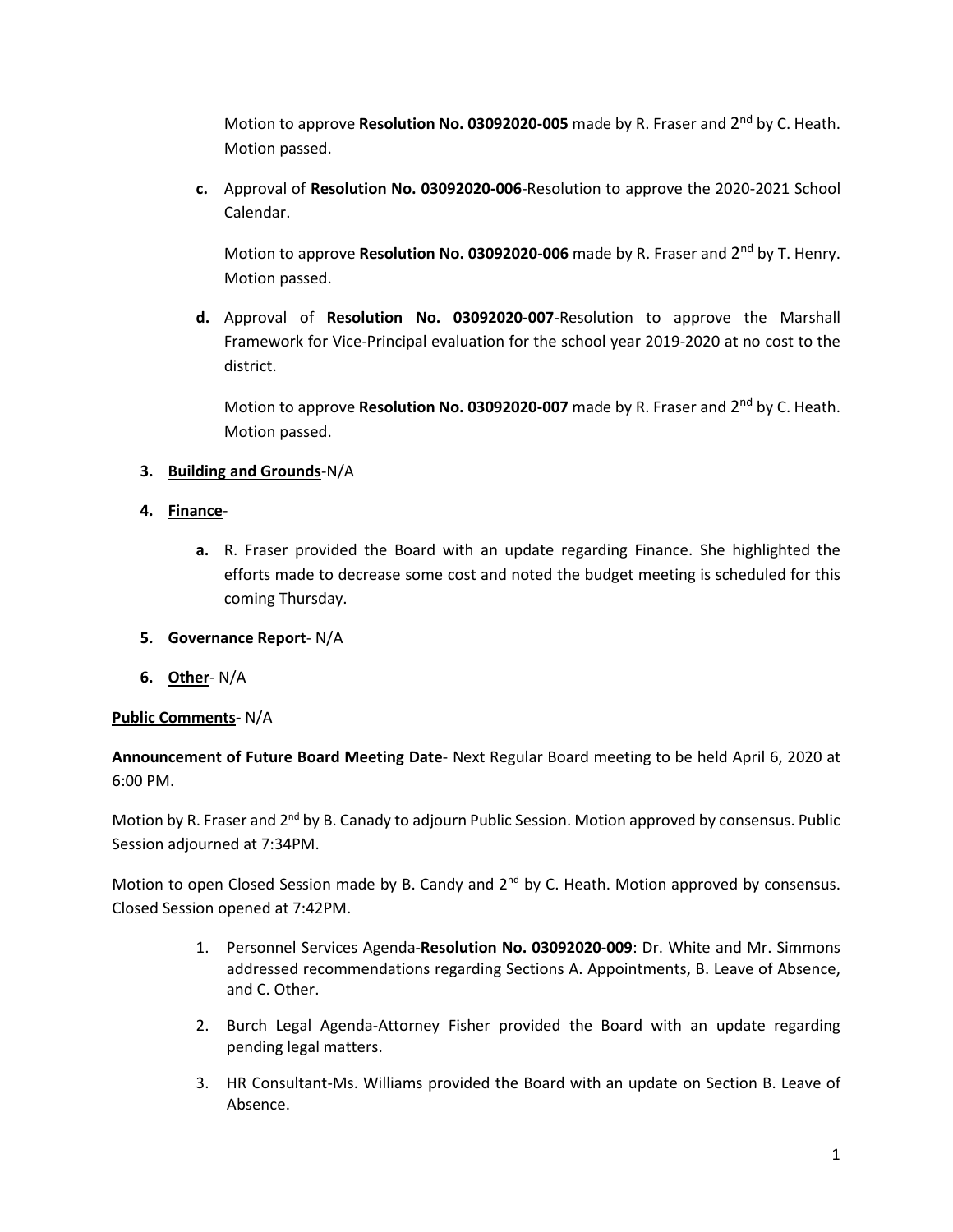Motion to approve **Resolution No. 03092020-005** made by R. Fraser and 2nd by C. Heath. Motion passed.

**c.** Approval of **Resolution No. 03092020-006**-Resolution to approve the 2020-2021 School Calendar.

Motion to approve **Resolution No. 03092020-006** made by R. Fraser and 2nd by T. Henry. Motion passed.

**d.** Approval of **Resolution No. 03092020-007**-Resolution to approve the Marshall Framework for Vice-Principal evaluation for the school year 2019-2020 at no cost to the district.

Motion to approve **Resolution No. 03092020-007** made by R. Fraser and 2nd by C. Heath. Motion passed.

**3. Building and Grounds**-N/A

**4. Finance**-

**a.** R. Fraser provided the Board with an update regarding Finance. She highlighted the efforts made to decrease some cost and noted the budget meeting is scheduled for this coming Thursday.

**5. Governance Report**- N/A

**6. Other**- N/A

**Public Comments-** N/A

**Announcement of Future Board Meeting Date**- Next Regular Board meeting to be held April 6, 2020 at 6:00 PM.

Motion by R. Fraser and 2nd by B. Canady to adjourn Public Session. Motion approved by consensus. Public Session adjourned at 7:34PM.

Motion to open Closed Session made by B. Candy and 2nd by C. Heath. Motion approved by consensus. Closed Session opened at 7:42PM.

1. Personnel Services Agenda-**Resolution No. 03092020-009**: Dr. White and Mr. Simmons addressed recommendations regarding Sections A. Appointments, B. Leave of Absence, and C. Other.
2. Burch Legal Agenda-Attorney Fisher provided the Board with an update regarding pending legal matters.
3. HR Consultant-Ms. Williams provided the Board with an update on Section B. Leave of Absence.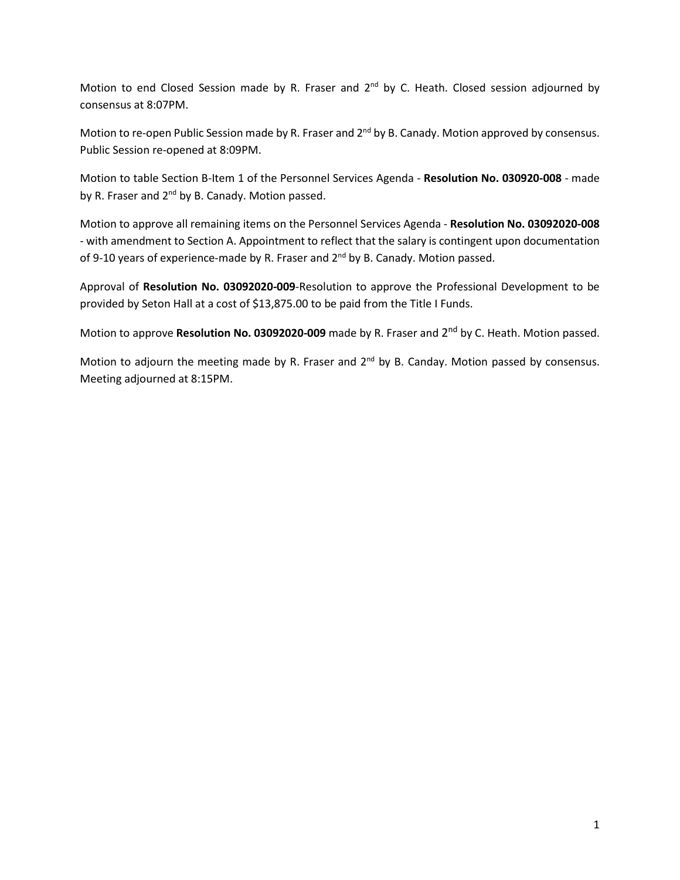Motion to end Closed Session made by R. Fraser and 2nd by C. Heath. Closed session adjourned by consensus at 8:07PM.

Motion to re-open Public Session made by R. Fraser and 2nd by B. Canady. Motion approved by consensus. Public Session re-opened at 8:09PM.

Motion to table Section B-Item 1 of the Personnel Services Agenda - **Resolution No. 030920-008** - made by R. Fraser and 2nd by B. Canady. Motion passed.

Motion to approve all remaining items on the Personnel Services Agenda - **Resolution No. 03092020-008** - with amendment to Section A. Appointment to reflect that the salary is contingent upon documentation of 9-10 years of experience-made by R. Fraser and 2nd by B. Canady. Motion passed.

Approval of **Resolution No. 03092020-009**-Resolution to approve the Professional Development to be provided by Seton Hall at a cost of $13,875.00 to be paid from the Title I Funds.

Motion to approve **Resolution No. 03092020-009** made by R. Fraser and 2nd by C. Heath. Motion passed.

Motion to adjourn the meeting made by R. Fraser and 2nd by B. Canday. Motion passed by consensus. Meeting adjourned at 8:15PM.